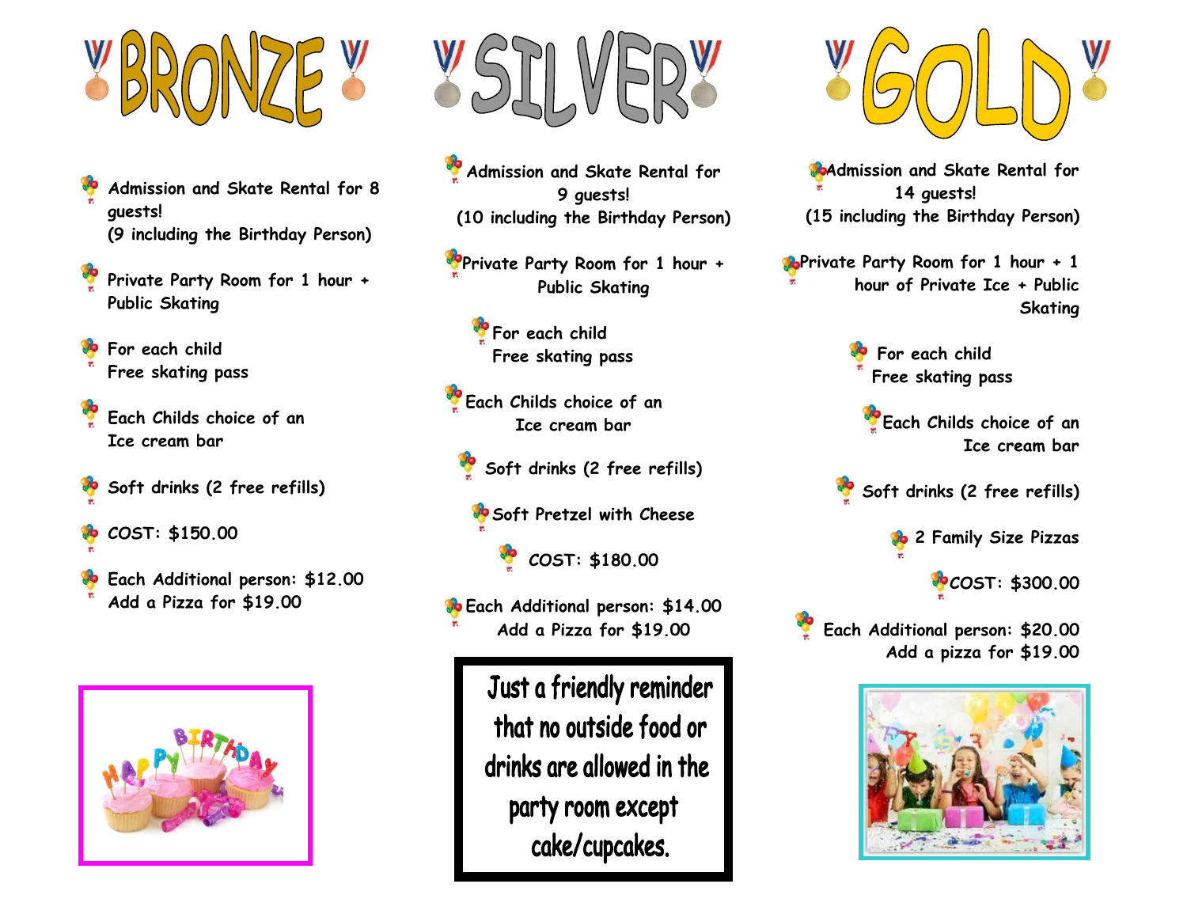# BRONZE

- Admission and Skate Rental for 8 guests!
  (9 including the Birthday Person)
- Private Party Room for 1 hour + Public Skating
- For each child
  Free skating pass
- Each Childs choice of an Ice cream bar
- Soft drinks (2 free refills)
- COST: $150.00
- Each Additional person: $12.00
  Add a Pizza for $19.00

# SILVER

- Admission and Skate Rental for 9 guests!
  (10 including the Birthday Person)
- Private Party Room for 1 hour + Public Skating
- For each child
  Free skating pass
- Each Childs choice of an Ice cream bar
- Soft drinks (2 free refills)
- Soft Pretzel with Cheese
- COST: $180.00
- Each Additional person: $14.00
  Add a Pizza for $19.00

**Just a friendly reminder that no outside food or drinks are allowed in the party room except cake/cupcakes.**

# GOLD

- Admission and Skate Rental for 14 guests!
  (15 including the Birthday Person)
- Private Party Room for 1 hour + 1 hour of Private Ice + Public Skating
- For each child
  Free skating pass
- Each Childs choice of an Ice cream bar
- Soft drinks (2 free refills)
- 2 Family Size Pizzas
- COST: $300.00
- Each Additional person: $20.00
  Add a pizza for $19.00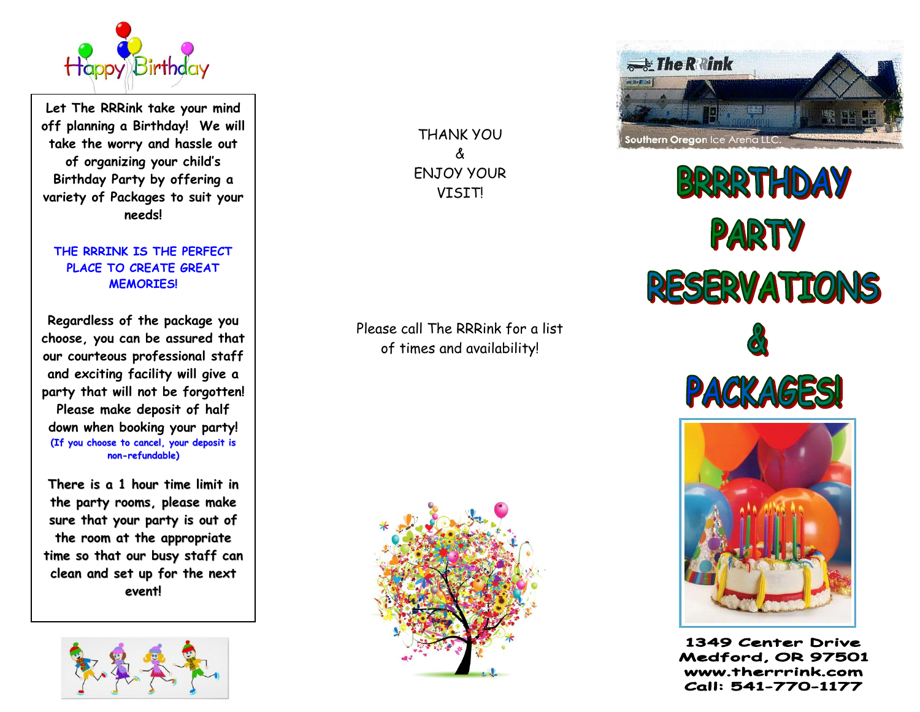Happy Birthday

Let The RRRink take your mind off planning a Birthday! We will take the worry and hassle out of organizing your child's Birthday Party by offering a variety of Packages to suit your needs!

THE RRRINK IS THE PERFECT PLACE TO CREATE GREAT MEMORIES!

Regardless of the package you choose, you can be assured that our courteous professional staff and exciting facility will give a party that will not be forgotten! Please make deposit of half down when booking your party!
(If you choose to cancel, your deposit is non-refundable)

There is a 1 hour time limit in the party rooms, please make sure that your party is out of the room at the appropriate time so that our busy staff can clean and set up for the next event!

THANK YOU
&
ENJOY YOUR
VISIT!

Please call The RRRink for a list of times and availability!

The RRRink

Southern Oregon Ice Arena LLC.

# BRRRTHDAY PARTY RESERVATIONS & PACKAGES!

**1349 Center Drive**
**Medford, OR 97501**
**www.therrrink.com**
**Call: 541-770-1177**